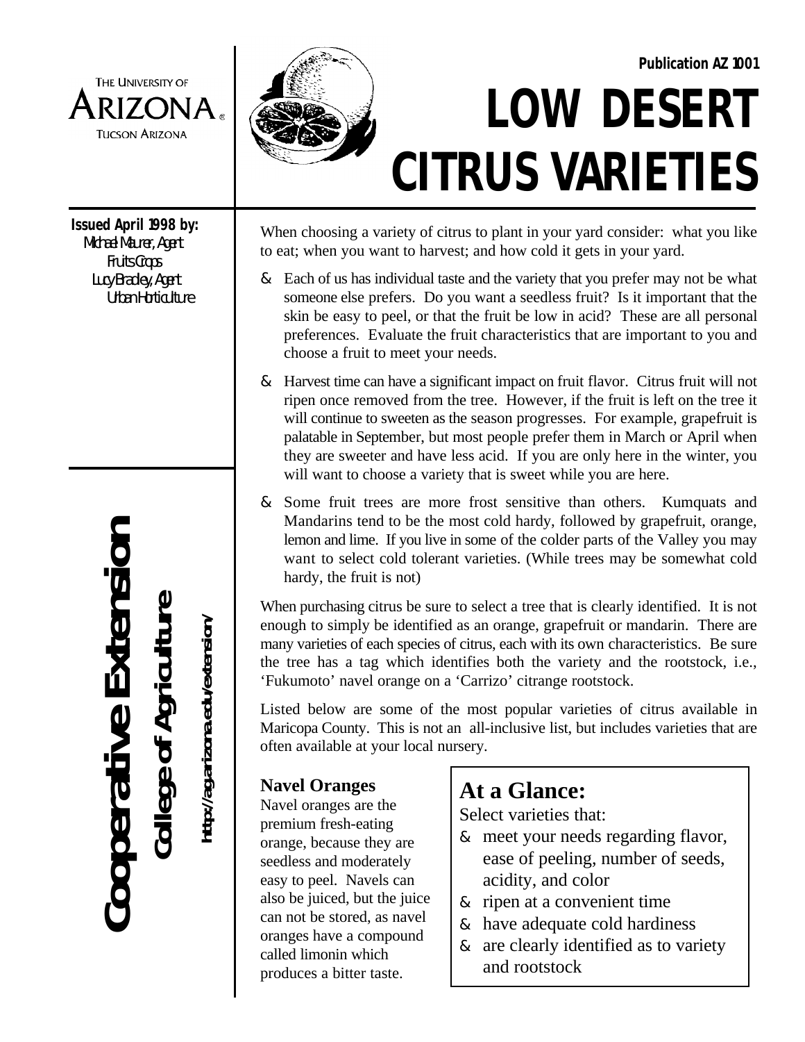THE UNIVERSITY OF ARIZONA
TUCSON ARIZONA

Publication AZ 1001

# LOW DESERT CITRUS VARIETIES

**Issued April 1998 by:**
Michael Maurer, Agent
Fruits Crops
Lucy Bradley, Agent
Urban Horticulture

**Cooperative Extension**
**College of Agriculture**
**http://ag.arizona.edu/extension/**

When choosing a variety of citrus to plant in your yard consider: what you like to eat; when you want to harvest; and how cold it gets in your yard.

- Each of us has individual taste and the variety that you prefer may not be what someone else prefers. Do you want a seedless fruit? Is it important that the skin be easy to peel, or that the fruit be low in acid? These are all personal preferences. Evaluate the fruit characteristics that are important to you and choose a fruit to meet your needs.
- Harvest time can have a significant impact on fruit flavor. Citrus fruit will not ripen once removed from the tree. However, if the fruit is left on the tree it will continue to sweeten as the season progresses. For example, grapefruit is palatable in September, but most people prefer them in March or April when they are sweeter and have less acid. If you are only here in the winter, you will want to choose a variety that is sweet while you are here.
- Some fruit trees are more frost sensitive than others. Kumquats and Mandarins tend to be the most cold hardy, followed by grapefruit, orange, lemon and lime. If you live in some of the colder parts of the Valley you may want to select cold tolerant varieties. (While trees may be somewhat cold hardy, the fruit is not)

When purchasing citrus be sure to select a tree that is clearly identified. It is not enough to simply be identified as an orange, grapefruit or mandarin. There are many varieties of each species of citrus, each with its own characteristics. Be sure the tree has a tag which identifies both the variety and the rootstock, i.e., 'Fukumoto' navel orange on a 'Carrizo' citrange rootstock.

Listed below are some of the most popular varieties of citrus available in Maricopa County. This is not an all-inclusive list, but includes varieties that are often available at your local nursery.

### Navel Oranges

Navel oranges are the premium fresh-eating orange, because they are seedless and moderately easy to peel. Navels can also be juiced, but the juice can not be stored, as navel oranges have a compound called limonin which produces a bitter taste.

## At a Glance:

Select varieties that:

- meet your needs regarding flavor, ease of peeling, number of seeds, acidity, and color
- ripen at a convenient time
- have adequate cold hardiness
- are clearly identified as to variety and rootstock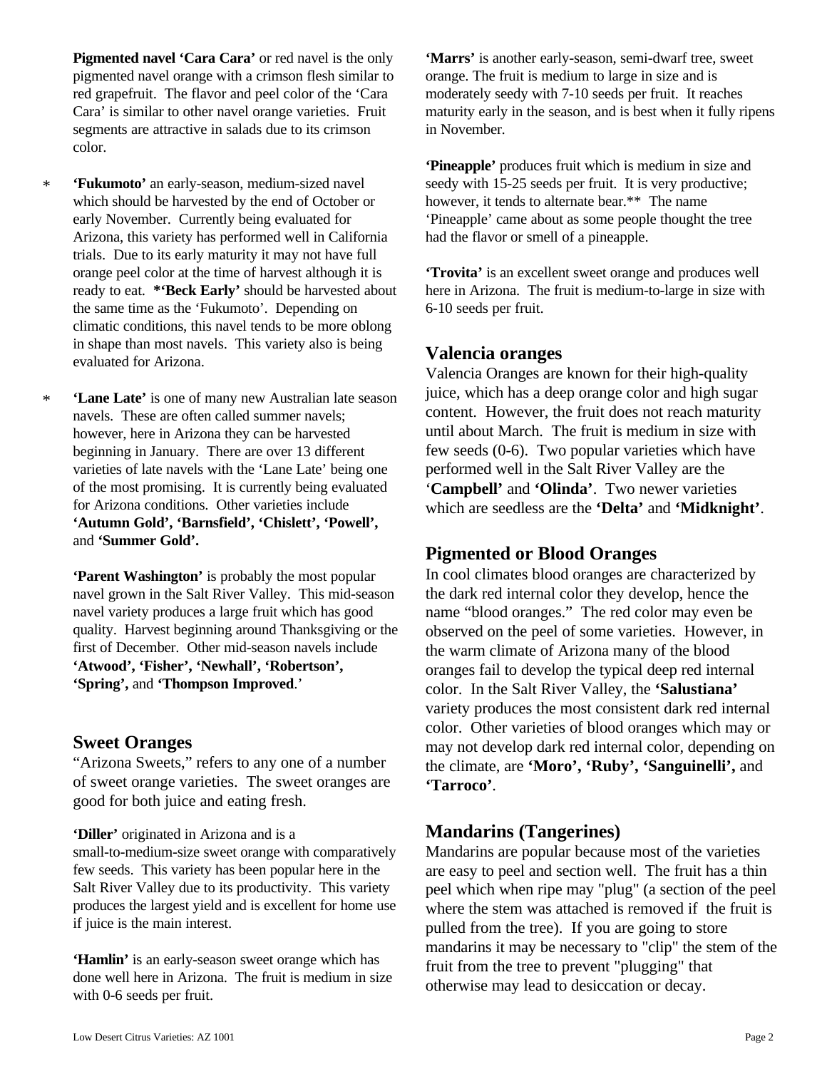**Pigmented navel 'Cara Cara'** or red navel is the only pigmented navel orange with a crimson flesh similar to red grapefruit. The flavor and peel color of the 'Cara Cara' is similar to other navel orange varieties. Fruit segments are attractive in salads due to its crimson color.

\* **'Fukumoto'** an early-season, medium-sized navel which should be harvested by the end of October or early November. Currently being evaluated for Arizona, this variety has performed well in California trials. Due to its early maturity it may not have full orange peel color at the time of harvest although it is ready to eat. **\*'Beck Early'** should be harvested about the same time as the 'Fukumoto'. Depending on climatic conditions, this navel tends to be more oblong in shape than most navels. This variety also is being evaluated for Arizona.

\* **'Lane Late'** is one of many new Australian late season navels. These are often called summer navels; however, here in Arizona they can be harvested beginning in January. There are over 13 different varieties of late navels with the 'Lane Late' being one of the most promising. It is currently being evaluated for Arizona conditions. Other varieties include **'Autumn Gold', 'Barnsfield', 'Chislett', 'Powell',** and **'Summer Gold'.**

**'Parent Washington'** is probably the most popular navel grown in the Salt River Valley. This mid-season navel variety produces a large fruit which has good quality. Harvest beginning around Thanksgiving or the first of December. Other mid-season navels include **'Atwood', 'Fisher', 'Newhall', 'Robertson', 'Spring',** and **'Thompson Improved**.'

## Sweet Oranges

"Arizona Sweets," refers to any one of a number of sweet orange varieties. The sweet oranges are good for both juice and eating fresh.

**'Diller'** originated in Arizona and is a small-to-medium-size sweet orange with comparatively few seeds. This variety has been popular here in the Salt River Valley due to its productivity. This variety produces the largest yield and is excellent for home use if juice is the main interest.

**'Hamlin'** is an early-season sweet orange which has done well here in Arizona. The fruit is medium in size with 0-6 seeds per fruit.

**'Marrs'** is another early-season, semi-dwarf tree, sweet orange. The fruit is medium to large in size and is moderately seedy with 7-10 seeds per fruit. It reaches maturity early in the season, and is best when it fully ripens in November.

**'Pineapple'** produces fruit which is medium in size and seedy with 15-25 seeds per fruit. It is very productive; however, it tends to alternate bear.\*\* The name 'Pineapple' came about as some people thought the tree had the flavor or smell of a pineapple.

**'Trovita'** is an excellent sweet orange and produces well here in Arizona. The fruit is medium-to-large in size with 6-10 seeds per fruit.

## Valencia oranges

Valencia Oranges are known for their high-quality juice, which has a deep orange color and high sugar content. However, the fruit does not reach maturity until about March. The fruit is medium in size with few seeds (0-6). Two popular varieties which have performed well in the Salt River Valley are the '**Campbell'** and **'Olinda'**. Two newer varieties which are seedless are the **'Delta'** and **'Midknight'**.

## Pigmented or Blood Oranges

In cool climates blood oranges are characterized by the dark red internal color they develop, hence the name "blood oranges." The red color may even be observed on the peel of some varieties. However, in the warm climate of Arizona many of the blood oranges fail to develop the typical deep red internal color. In the Salt River Valley, the **'Salustiana'** variety produces the most consistent dark red internal color. Other varieties of blood oranges which may or may not develop dark red internal color, depending on the climate, are **'Moro', 'Ruby', 'Sanguinelli',** and **'Tarroco'**.

## Mandarins (Tangerines)

Mandarins are popular because most of the varieties are easy to peel and section well. The fruit has a thin peel which when ripe may "plug" (a section of the peel where the stem was attached is removed if the fruit is pulled from the tree). If you are going to store mandarins it may be necessary to "clip" the stem of the fruit from the tree to prevent "plugging" that otherwise may lead to desiccation or decay.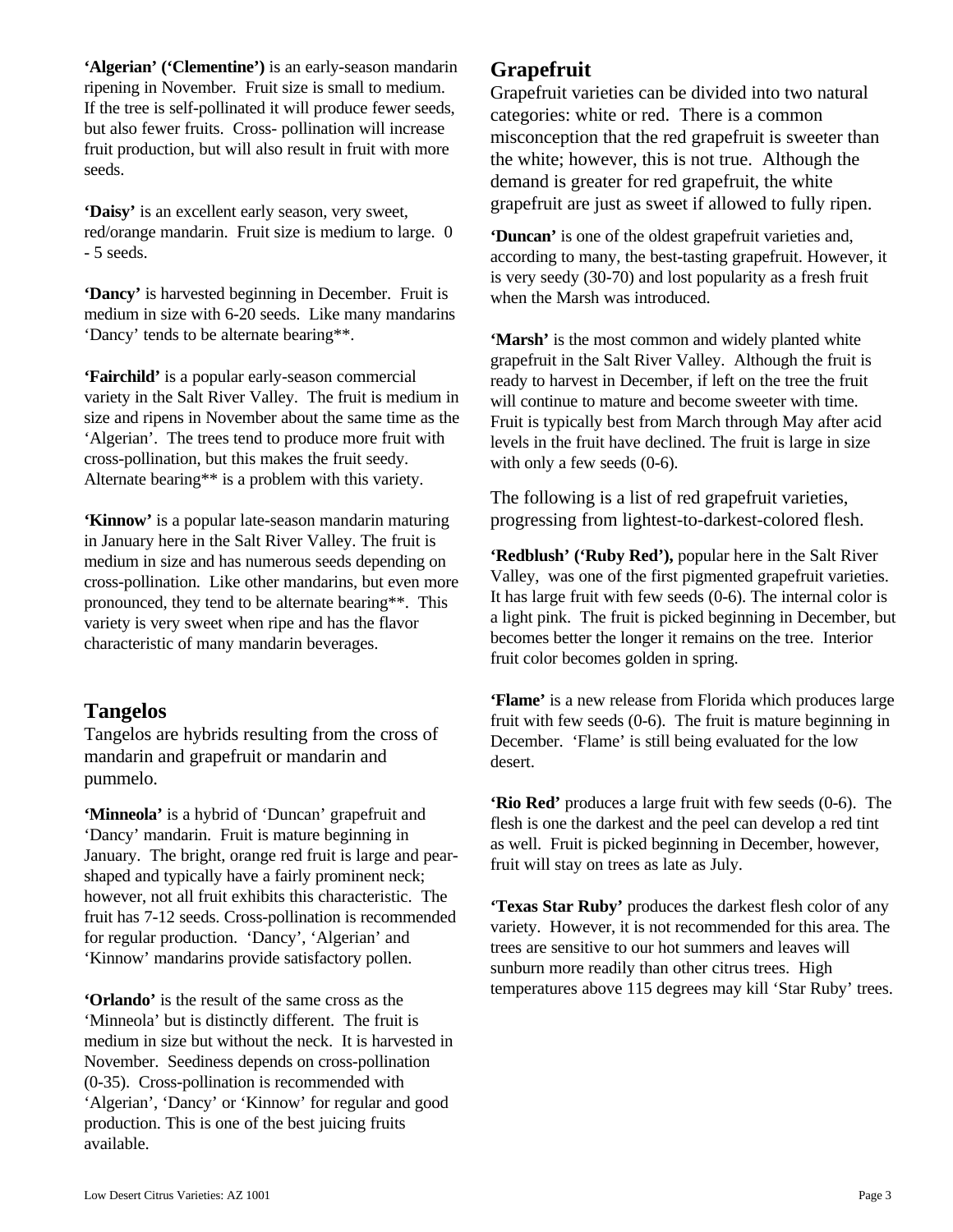**'Algerian' ('Clementine')** is an early-season mandarin ripening in November. Fruit size is small to medium. If the tree is self-pollinated it will produce fewer seeds, but also fewer fruits. Cross- pollination will increase fruit production, but will also result in fruit with more seeds.

**'Daisy'** is an excellent early season, very sweet, red/orange mandarin. Fruit size is medium to large. 0 - 5 seeds.

**'Dancy'** is harvested beginning in December. Fruit is medium in size with 6-20 seeds. Like many mandarins 'Dancy' tends to be alternate bearing**.

**'Fairchild'** is a popular early-season commercial variety in the Salt River Valley. The fruit is medium in size and ripens in November about the same time as the 'Algerian'. The trees tend to produce more fruit with cross-pollination, but this makes the fruit seedy. Alternate bearing** is a problem with this variety.

**'Kinnow'** is a popular late-season mandarin maturing in January here in the Salt River Valley. The fruit is medium in size and has numerous seeds depending on cross-pollination. Like other mandarins, but even more pronounced, they tend to be alternate bearing**. This variety is very sweet when ripe and has the flavor characteristic of many mandarin beverages.

## Tangelos

Tangelos are hybrids resulting from the cross of mandarin and grapefruit or mandarin and pummelo.

**'Minneola'** is a hybrid of 'Duncan' grapefruit and 'Dancy' mandarin. Fruit is mature beginning in January. The bright, orange red fruit is large and pear-shaped and typically have a fairly prominent neck; however, not all fruit exhibits this characteristic. The fruit has 7-12 seeds. Cross-pollination is recommended for regular production. 'Dancy', 'Algerian' and 'Kinnow' mandarins provide satisfactory pollen.

**'Orlando'** is the result of the same cross as the 'Minneola' but is distinctly different. The fruit is medium in size but without the neck. It is harvested in November. Seediness depends on cross-pollination (0-35). Cross-pollination is recommended with 'Algerian', 'Dancy' or 'Kinnow' for regular and good production. This is one of the best juicing fruits available.

## Grapefruit

Grapefruit varieties can be divided into two natural categories: white or red. There is a common misconception that the red grapefruit is sweeter than the white; however, this is not true. Although the demand is greater for red grapefruit, the white grapefruit are just as sweet if allowed to fully ripen.

**'Duncan'** is one of the oldest grapefruit varieties and, according to many, the best-tasting grapefruit. However, it is very seedy (30-70) and lost popularity as a fresh fruit when the Marsh was introduced.

**'Marsh'** is the most common and widely planted white grapefruit in the Salt River Valley. Although the fruit is ready to harvest in December, if left on the tree the fruit will continue to mature and become sweeter with time. Fruit is typically best from March through May after acid levels in the fruit have declined. The fruit is large in size with only a few seeds (0-6).

The following is a list of red grapefruit varieties, progressing from lightest-to-darkest-colored flesh.

**'Redblush' ('Ruby Red'),** popular here in the Salt River Valley, was one of the first pigmented grapefruit varieties. It has large fruit with few seeds (0-6). The internal color is a light pink. The fruit is picked beginning in December, but becomes better the longer it remains on the tree. Interior fruit color becomes golden in spring.

**'Flame'** is a new release from Florida which produces large fruit with few seeds (0-6). The fruit is mature beginning in December. 'Flame' is still being evaluated for the low desert.

**'Rio Red'** produces a large fruit with few seeds (0-6). The flesh is one the darkest and the peel can develop a red tint as well. Fruit is picked beginning in December, however, fruit will stay on trees as late as July.

**'Texas Star Ruby'** produces the darkest flesh color of any variety. However, it is not recommended for this area. The trees are sensitive to our hot summers and leaves will sunburn more readily than other citrus trees. High temperatures above 115 degrees may kill 'Star Ruby' trees.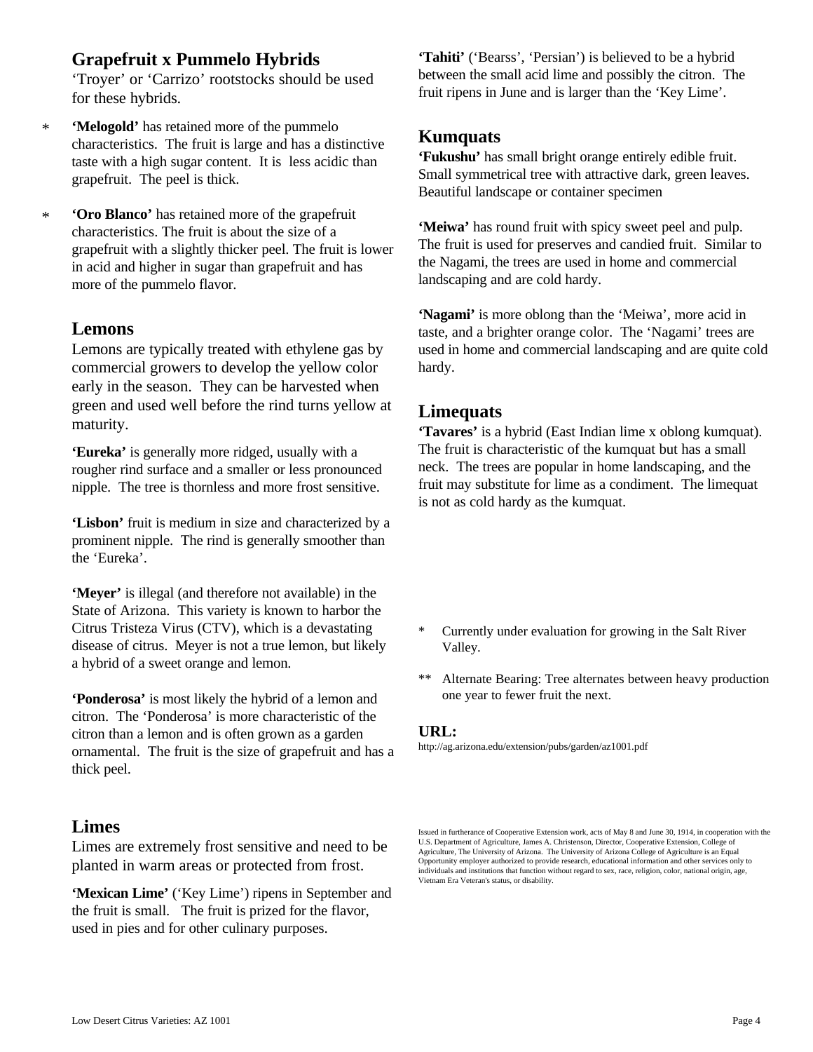## Grapefruit x Pummelo Hybrids

'Troyer' or 'Carrizo' rootstocks should be used for these hybrids.

- * **'Melogold'** has retained more of the pummelo characteristics. The fruit is large and has a distinctive taste with a high sugar content. It is less acidic than grapefruit. The peel is thick.

- * **'Oro Blanco'** has retained more of the grapefruit characteristics. The fruit is about the size of a grapefruit with a slightly thicker peel. The fruit is lower in acid and higher in sugar than grapefruit and has more of the pummelo flavor.

## Lemons

Lemons are typically treated with ethylene gas by commercial growers to develop the yellow color early in the season. They can be harvested when green and used well before the rind turns yellow at maturity.

**'Eureka'** is generally more ridged, usually with a rougher rind surface and a smaller or less pronounced nipple. The tree is thornless and more frost sensitive.

**'Lisbon'** fruit is medium in size and characterized by a prominent nipple. The rind is generally smoother than the 'Eureka'.

**'Meyer'** is illegal (and therefore not available) in the State of Arizona. This variety is known to harbor the Citrus Tristeza Virus (CTV), which is a devastating disease of citrus. Meyer is not a true lemon, but likely a hybrid of a sweet orange and lemon.

**'Ponderosa'** is most likely the hybrid of a lemon and citron. The 'Ponderosa' is more characteristic of the citron than a lemon and is often grown as a garden ornamental. The fruit is the size of grapefruit and has a thick peel.

## Limes

Limes are extremely frost sensitive and need to be planted in warm areas or protected from frost.

**'Mexican Lime'** ('Key Lime') ripens in September and the fruit is small. The fruit is prized for the flavor, used in pies and for other culinary purposes.

**'Tahiti'** ('Bearss', 'Persian') is believed to be a hybrid between the small acid lime and possibly the citron. The fruit ripens in June and is larger than the 'Key Lime'.

## Kumquats

**'Fukushu'** has small bright orange entirely edible fruit. Small symmetrical tree with attractive dark, green leaves. Beautiful landscape or container specimen

**'Meiwa'** has round fruit with spicy sweet peel and pulp. The fruit is used for preserves and candied fruit. Similar to the Nagami, the trees are used in home and commercial landscaping and are cold hardy.

**'Nagami'** is more oblong than the 'Meiwa', more acid in taste, and a brighter orange color. The 'Nagami' trees are used in home and commercial landscaping and are quite cold hardy.

## Limequats

**'Tavares'** is a hybrid (East Indian lime x oblong kumquat). The fruit is characteristic of the kumquat but has a small neck. The trees are popular in home landscaping, and the fruit may substitute for lime as a condiment. The limequat is not as cold hardy as the kumquat.

\* Currently under evaluation for growing in the Salt River Valley.

\*\* Alternate Bearing: Tree alternates between heavy production one year to fewer fruit the next.

**URL:**

http://ag.arizona.edu/extension/pubs/garden/az1001.pdf

Issued in furtherance of Cooperative Extension work, acts of May 8 and June 30, 1914, in cooperation with the U.S. Department of Agriculture, James A. Christenson, Director, Cooperative Extension, College of Agriculture, The University of Arizona. The University of Arizona College of Agriculture is an Equal Opportunity employer authorized to provide research, educational information and other services only to individuals and institutions that function without regard to sex, race, religion, color, national origin, age, Vietnam Era Veteran's status, or disability.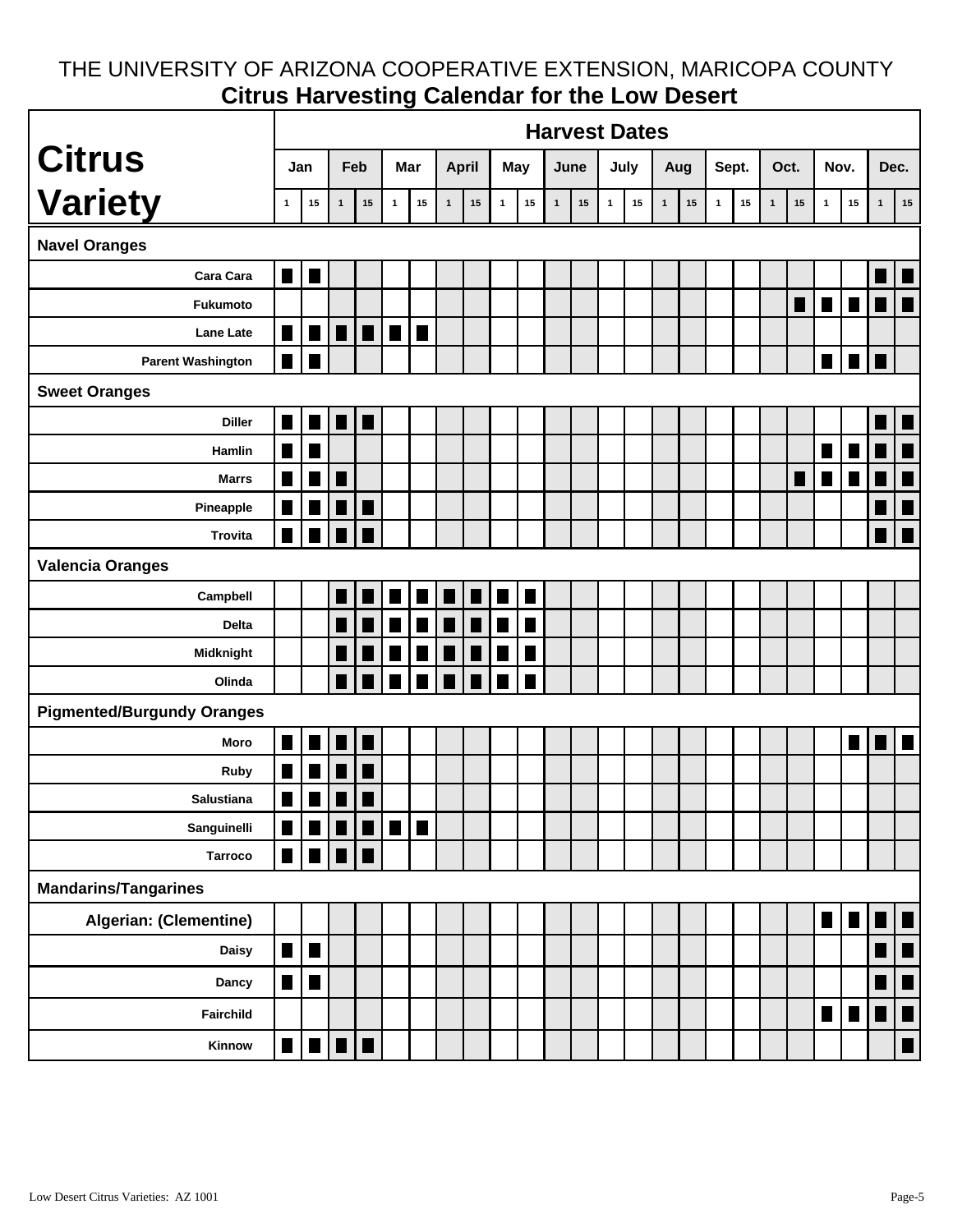# THE UNIVERSITY OF ARIZONA COOPERATIVE EXTENSION, MARICOPA COUNTY

## Citrus Harvesting Calendar for the Low Desert

| Citrus Variety | Harvest Dates | | | | | | | | | | | | | | | | | | | | | | | |
|---|---|---|---|---|---|---|---|---|---|---|---|---|---|---|---|---|---|---|---|---|---|---|---|---|
| | Jan | | Feb | | Mar | | April | | May | | June | | July | | Aug | | Sept. | | Oct. | | Nov. | | Dec. | |
| | 1 | 15 | 1 | 15 | 1 | 15 | 1 | 15 | 1 | 15 | 1 | 15 | 1 | 15 | 1 | 15 | 1 | 15 | 1 | 15 | 1 | 15 | 1 | 15 |
| **Navel Oranges** | | | | | | | | | | | | | | | | | | | | | | | | |
| Cara Cara | ■ | ■ | | | | | | | | | | | | | | | | | | | | | ■ | ■ |
| Fukumoto | | | | | | | | | | | | | | | | | | | | ■ | ■ | ■ | ■ | ■ |
| Lane Late | ■ | ■ | ■ | ■ | ■ | ■ | | | | | | | | | | | | | | | | | | |
| Parent Washington | ■ | ■ | | | | | | | | | | | | | | | | | | | ■ | ■ | ■ | |
| **Sweet Oranges** | | | | | | | | | | | | | | | | | | | | | | | | |
| Diller | ■ | ■ | ■ | ■ | | | | | | | | | | | | | | | | | | | ■ | ■ |
| Hamlin | ■ | ■ | | | | | | | | | | | | | | | | | | | ■ | ■ | ■ | ■ |
| Marrs | ■ | ■ | ■ | | | | | | | | | | | | | | | | | ■ | ■ | ■ | ■ | ■ |
| Pineapple | ■ | ■ | ■ | ■ | | | | | | | | | | | | | | | | | | | ■ | ■ |
| Trovita | ■ | ■ | ■ | ■ | | | | | | | | | | | | | | | | | | | ■ | ■ |
| **Valencia Oranges** | | | | | | | | | | | | | | | | | | | | | | | | |
| Campbell | | | ■ | ■ | ■ | ■ | ■ | ■ | ■ | ■ | | | | | | | | | | | | | | |
| Delta | | | ■ | ■ | ■ | ■ | ■ | ■ | ■ | ■ | | | | | | | | | | | | | | |
| Midknight | | | ■ | ■ | ■ | ■ | ■ | ■ | ■ | ■ | | | | | | | | | | | | | | |
| Olinda | | | ■ | ■ | ■ | ■ | ■ | ■ | ■ | ■ | | | | | | | | | | | | | | |
| **Pigmented/Burgundy Oranges** | | | | | | | | | | | | | | | | | | | | | | | | |
| Moro | ■ | ■ | ■ | ■ | | | | | | | | | | | | | | | | | | ■ | ■ | ■ |
| Ruby | ■ | ■ | ■ | ■ | | | | | | | | | | | | | | | | | | | | |
| Salustiana | ■ | ■ | ■ | ■ | | | | | | | | | | | | | | | | | | | | |
| Sanguinelli | ■ | ■ | ■ | ■ | ■ | ■ | | | | | | | | | | | | | | | | | | |
| Tarroco | ■ | ■ | ■ | ■ | | | | | | | | | | | | | | | | | | | | |
| **Mandarins/Tangarines** | | | | | | | | | | | | | | | | | | | | | | | | |
| Algerian: (Clementine) | | | | | | | | | | | | | | | | | | | | | ■ | ■ | ■ | ■ |
| Daisy | ■ | ■ | | | | | | | | | | | | | | | | | | | | | ■ | ■ |
| Dancy | ■ | ■ | | | | | | | | | | | | | | | | | | | | | ■ | ■ |
| Fairchild | | | | | | | | | | | | | | | | | | | | | ■ | ■ | ■ | ■ |
| Kinnow | ■ | ■ | ■ | ■ | | | | | | | | | | | | | | | | | | | | ■ |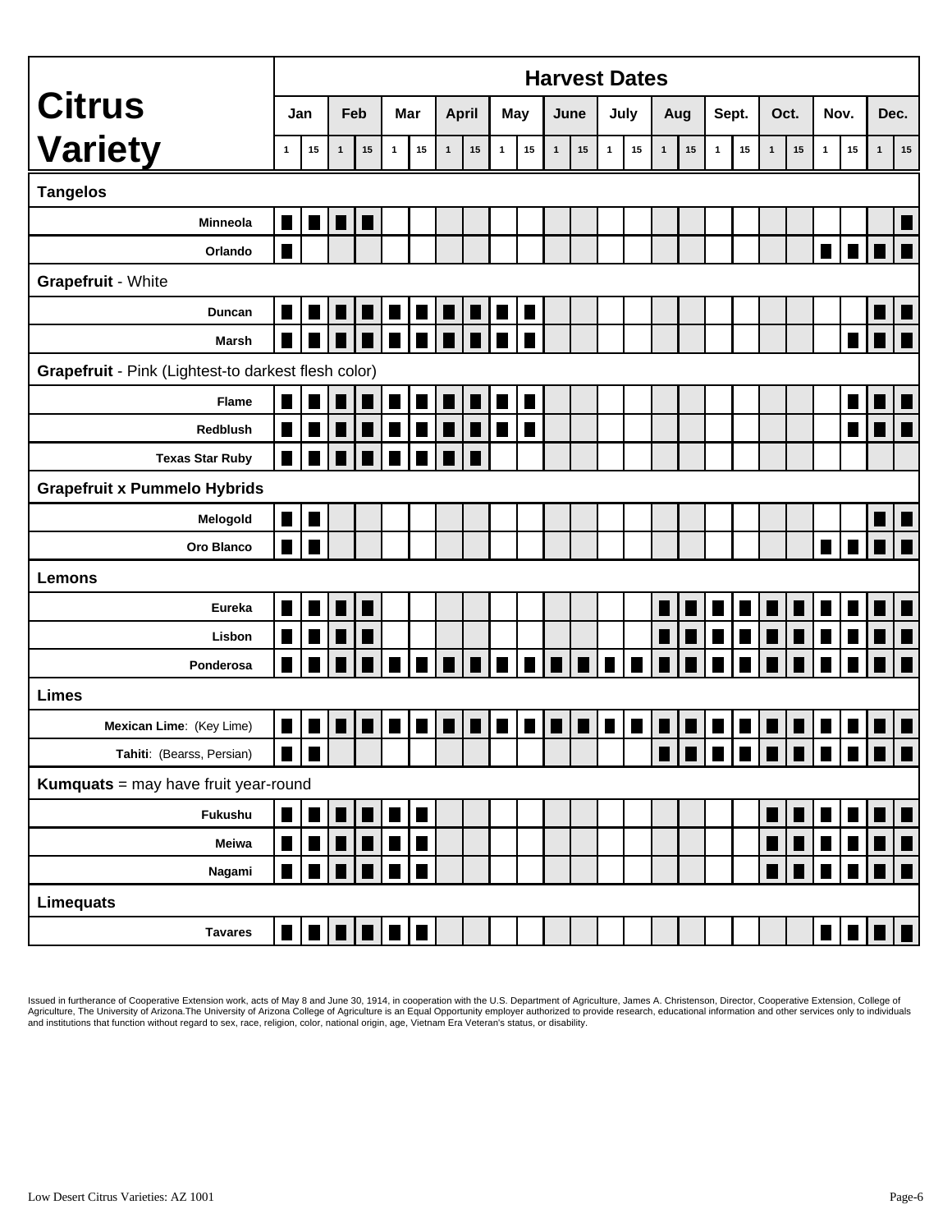| Citrus Variety | Harvest Dates | | | | | | | | | | | | | | | | | | | | | | | |
|---|---|---|---|---|---|---|---|---|---|---|---|---|---|---|---|---|---|---|---|---|---|---|---|---|
| | Jan | | Feb | | Mar | | April | | May | | June | | July | | Aug | | Sept. | | Oct. | | Nov. | | Dec. | |
| | 1 | 15 | 1 | 15 | 1 | 15 | 1 | 15 | 1 | 15 | 1 | 15 | 1 | 15 | 1 | 15 | 1 | 15 | 1 | 15 | 1 | 15 | 1 | 15 |
| **Tangelos** | | | | | | | | | | | | | | | | | | | | | | | | |
| Minneola | ■ | ■ | ■ | ■ | | | | | | | | | | | | | | | | | | | | ■ |
| Orlando | ■ | | | | | | | | | | | | | | | | | | | | ■ | ■ | ■ | ■ |
| **Grapefruit** - White | | | | | | | | | | | | | | | | | | | | | | | | |
| Duncan | ■ | ■ | ■ | ■ | ■ | ■ | ■ | ■ | ■ | ■ | | | | | | | | | | | | | ■ | ■ |
| Marsh | ■ | ■ | ■ | ■ | ■ | ■ | ■ | ■ | ■ | ■ | | | | | | | | | | | | ■ | ■ | ■ |
| **Grapefruit** - Pink (Lightest-to darkest flesh color) | | | | | | | | | | | | | | | | | | | | | | | | |
| Flame | ■ | ■ | ■ | ■ | ■ | ■ | ■ | ■ | ■ | ■ | | | | | | | | | | | | ■ | ■ | ■ |
| Redblush | ■ | ■ | ■ | ■ | ■ | ■ | ■ | ■ | ■ | ■ | | | | | | | | | | | | ■ | ■ | ■ |
| Texas Star Ruby | ■ | ■ | ■ | ■ | ■ | ■ | ■ | ■ | | | | | | | | | | | | | | | | |
| **Grapefruit x Pummelo Hybrids** | | | | | | | | | | | | | | | | | | | | | | | | |
| Melogold | ■ | ■ | | | | | | | | | | | | | | | | | | | | | ■ | ■ |
| Oro Blanco | ■ | ■ | | | | | | | | | | | | | | | | | | | ■ | ■ | ■ | ■ |
| **Lemons** | | | | | | | | | | | | | | | | | | | | | | | | |
| Eureka | ■ | ■ | ■ | ■ | | | | | | | | | | | ■ | ■ | ■ | ■ | ■ | ■ | ■ | ■ | ■ | ■ |
| Lisbon | ■ | ■ | ■ | ■ | | | | | | | | | | | ■ | ■ | ■ | ■ | ■ | ■ | ■ | ■ | ■ | ■ |
| Ponderosa | ■ | ■ | ■ | ■ | ■ | ■ | ■ | ■ | ■ | ■ | ■ | ■ | ■ | ■ | ■ | ■ | ■ | ■ | ■ | ■ | ■ | ■ | ■ | ■ |
| **Limes** | | | | | | | | | | | | | | | | | | | | | | | | |
| **Mexican Lime**: (Key Lime) | ■ | ■ | ■ | ■ | ■ | ■ | ■ | ■ | ■ | ■ | ■ | ■ | ■ | ■ | ■ | ■ | ■ | ■ | ■ | ■ | ■ | ■ | ■ | ■ |
| **Tahiti**: (Bearss, Persian) | ■ | ■ | | | | | | | | | | | | | ■ | ■ | ■ | ■ | ■ | ■ | ■ | ■ | ■ | ■ |
| **Kumquats** = may have fruit year-round | | | | | | | | | | | | | | | | | | | | | | | | |
| Fukushu | ■ | ■ | ■ | ■ | ■ | ■ | | | | | | | | | | | | | ■ | ■ | ■ | ■ | ■ | ■ |
| Meiwa | ■ | ■ | ■ | ■ | ■ | ■ | | | | | | | | | | | | | ■ | ■ | ■ | ■ | ■ | ■ |
| Nagami | ■ | ■ | ■ | ■ | ■ | ■ | | | | | | | | | | | | | ■ | ■ | ■ | ■ | ■ | ■ |
| **Limequats** | | | | | | | | | | | | | | | | | | | | | | | | |
| Tavares | ■ | ■ | ■ | ■ | ■ | ■ | | | | | | | | | | | | | | | ■ | ■ | ■ | ■ |

Issued in furtherance of Cooperative Extension work, acts of May 8 and June 30, 1914, in cooperation with the U.S. Department of Agriculture, James A. Christenson, Director, Cooperative Extension, College of Agriculture, The University of Arizona.The University of Arizona College of Agriculture is an Equal Opportunity employer authorized to provide research, educational information and other services only to individuals and institutions that function without regard to sex, race, religion, color, national origin, age, Vietnam Era Veteran's status, or disability.